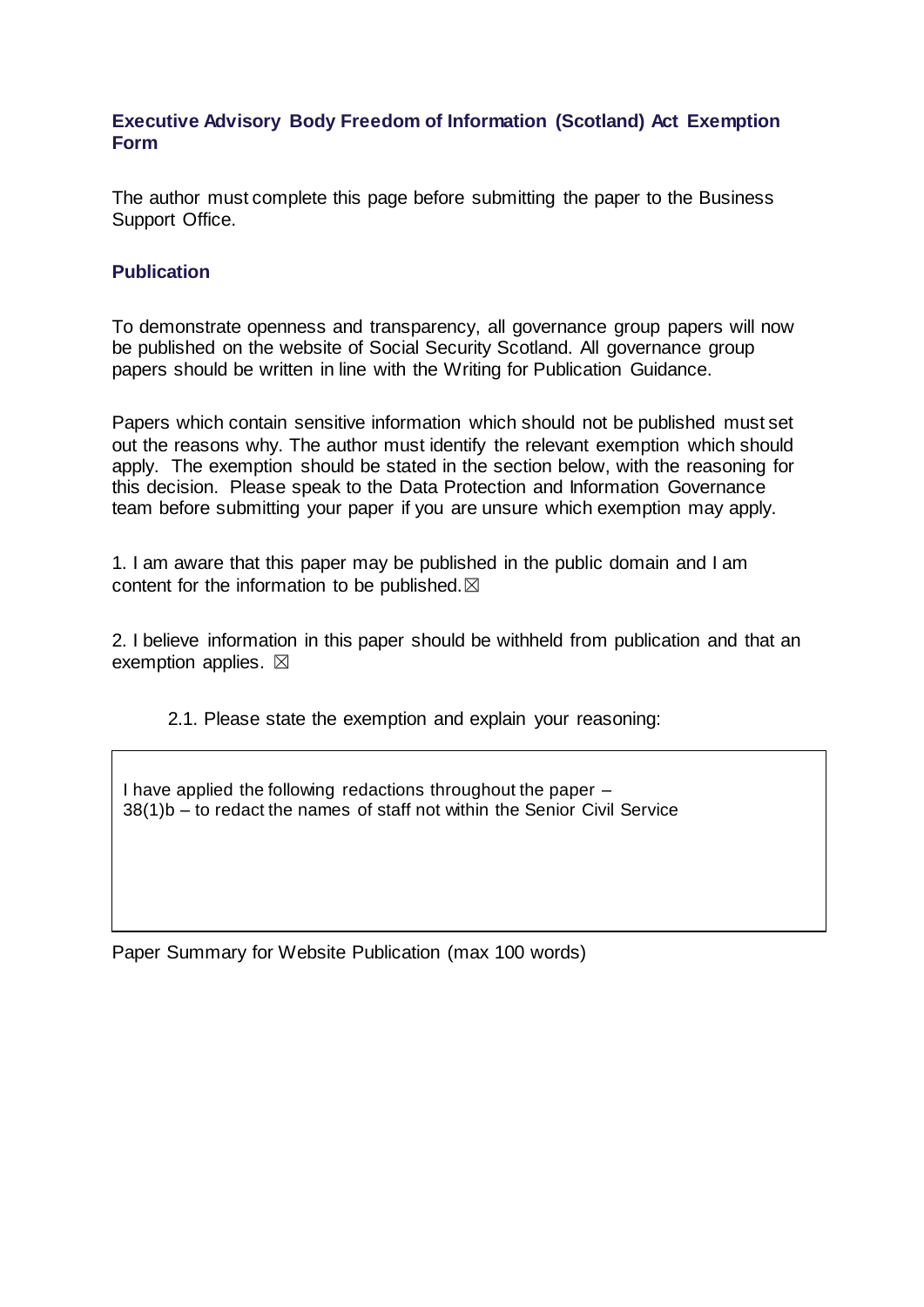### Executive Advisory Body Freedom of Information (Scotland) Act Exemption Form

The author must complete this page before submitting the paper to the Business Support Office.

### Publication

To demonstrate openness and transparency, all governance group papers will now be published on the website of Social Security Scotland. All governance group papers should be written in line with the Writing for Publication Guidance.

Papers which contain sensitive information which should not be published must set out the reasons why. The author must identify the relevant exemption which should apply. The exemption should be stated in the section below, with the reasoning for this decision. Please speak to the Data Protection and Information Governance team before submitting your paper if you are unsure which exemption may apply.

1. I am aware that this paper may be published in the public domain and I am content for the information to be published. ☒

2. I believe information in this paper should be withheld from publication and that an exemption applies. ☒

   2.1. Please state the exemption and explain your reasoning:

| I have applied the following redactions throughout the paper –<br>38(1)b – to redact the names of staff not within the Senior Civil Service |
|---|

Paper Summary for Website Publication (max 100 words)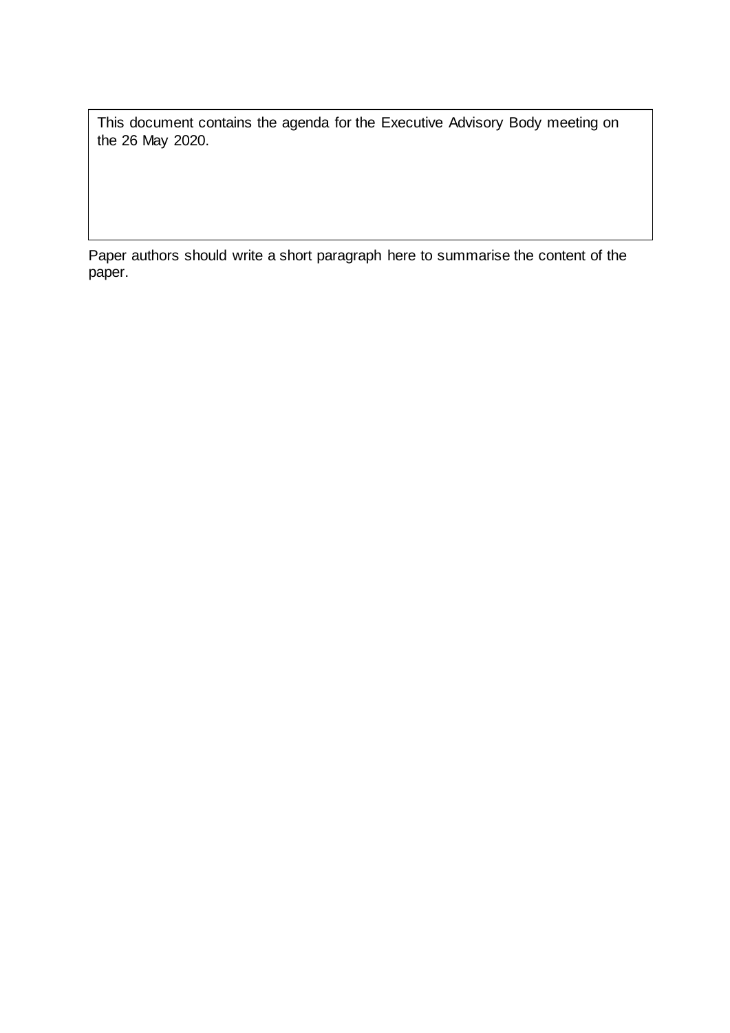| |
|---|
| This document contains the agenda for the Executive Advisory Body meeting on the 26 May 2020. |

Paper authors should write a short paragraph here to summarise the content of the paper.